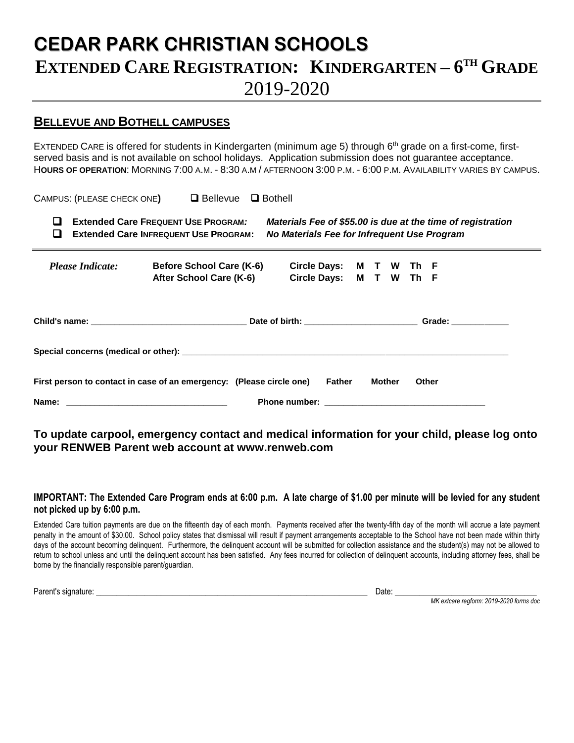# CEDAR PARK CHRISTIAN SCHOOLS

## EXTENDED CARE REGISTRATION: KINDERGARTEN – 6TH GRADE

## 2019-2020

### BELLEVUE AND BOTHELL CAMPUSES

EXTENDED CARE is offered for students in Kindergarten (minimum age 5) through 6th grade on a first-come, first-served basis and is not available on school holidays. Application submission does not guarantee acceptance. **HOURS OF OPERATION**: MORNING 7:00 A.M. - 8:30 A.M / AFTERNOON 3:00 P.M. - 6:00 P.M. AVAILABILITY VARIES BY CAMPUS.

CAMPUS: (PLEASE CHECK ONE) ☐ Bellevue ☐ Bothell

- ☐ **Extended Care FREQUENT USE PROGRAM:** ***Materials Fee of $55.00 is due at the time of registration***
- ☐ **Extended Care INFREQUENT USE PROGRAM:** ***No Materials Fee for Infrequent Use Program***

| *Please Indicate:* | **Before School Care (K-6)** | **Circle Days: M T W Th F** |
|---|---|---|
| | **After School Care (K-6)** | **Circle Days: M T W Th F** |

**Child's name:** ______________________________ **Date of birth:** ______________________ **Grade:** ___________

**Special concerns (medical or other):** ____________________________________________________________

**First person to contact in case of an emergency: (Please circle one) Father Mother Other**

**Name:** ______________________________ **Phone number:** ______________________________

### To update carpool, emergency contact and medical information for your child, please log onto your RENWEB Parent web account at www.renweb.com

**IMPORTANT: The Extended Care Program ends at 6:00 p.m. A late charge of $1.00 per minute will be levied for any student not picked up by 6:00 p.m.**

Extended Care tuition payments are due on the fifteenth day of each month. Payments received after the twenty-fifth day of the month will accrue a late payment penalty in the amount of $30.00. School policy states that dismissal will result if payment arrangements acceptable to the School have not been made within thirty days of the account becoming delinquent. Furthermore, the delinquent account will be submitted for collection assistance and the student(s) may not be allowed to return to school unless and until the delinquent account has been satisfied. Any fees incurred for collection of delinquent accounts, including attorney fees, shall be borne by the financially responsible parent/guardian.

Parent's signature: ____________________________________________ Date: ______________________

*MK extcare regform: 2019-2020 forms doc*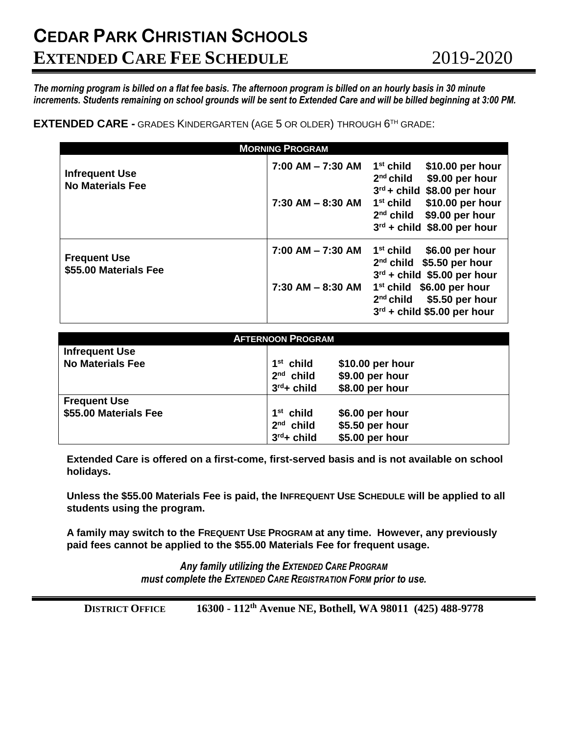# CEDAR PARK CHRISTIAN SCHOOLS

## EXTENDED CARE FEE SCHEDULE 2019-2020

***The morning program is billed on a flat fee basis. The afternoon program is billed on an hourly basis in 30 minute increments. Students remaining on school grounds will be sent to Extended Care and will be billed beginning at 3:00 PM.***

**EXTENDED CARE -** GRADES KINDERGARTEN (AGE 5 OR OLDER) THROUGH 6TH GRADE:

| MORNING PROGRAM | | | |
|---|---|---|---|
| **Infrequent Use No Materials Fee** | **7:00 AM – 7:30 AM** | **1st child** | **$10.00 per hour** |
| | | **2nd child** | **$9.00 per hour** |
| | | **3rd + child** | **$8.00 per hour** |
| | **7:30 AM – 8:30 AM** | **1st child** | **$10.00 per hour** |
| | | **2nd child** | **$9.00 per hour** |
| | | **3rd + child** | **$8.00 per hour** |
| **Frequent Use $55.00 Materials Fee** | **7:00 AM – 7:30 AM** | **1st child** | **$6.00 per hour** |
| | | **2nd child** | **$5.50 per hour** |
| | | **3rd + child** | **$5.00 per hour** |
| | **7:30 AM – 8:30 AM** | **1st child** | **$6.00 per hour** |
| | | **2nd child** | **$5.50 per hour** |
| | | **3rd + child** | **$5.00 per hour** |

| AFTERNOON PROGRAM | | |
|---|---|---|
| **Infrequent Use No Materials Fee** | **1st child** | **$10.00 per hour** |
| | **2nd child** | **$9.00 per hour** |
| | **3rd+ child** | **$8.00 per hour** |
| **Frequent Use $55.00 Materials Fee** | **1st child** | **$6.00 per hour** |
| | **2nd child** | **$5.50 per hour** |
| | **3rd+ child** | **$5.00 per hour** |

**Extended Care is offered on a first-come, first-served basis and is not available on school holidays.**

**Unless the $55.00 Materials Fee is paid, the INFREQUENT USE SCHEDULE will be applied to all students using the program.**

**A family may switch to the FREQUENT USE PROGRAM at any time. However, any previously paid fees cannot be applied to the $55.00 Materials Fee for frequent usage.**

***Any family utilizing the EXTENDED CARE PROGRAM must complete the EXTENDED CARE REGISTRATION FORM prior to use.***

**DISTRICT OFFICE 16300 - 112th Avenue NE, Bothell, WA 98011 (425) 488-9778**